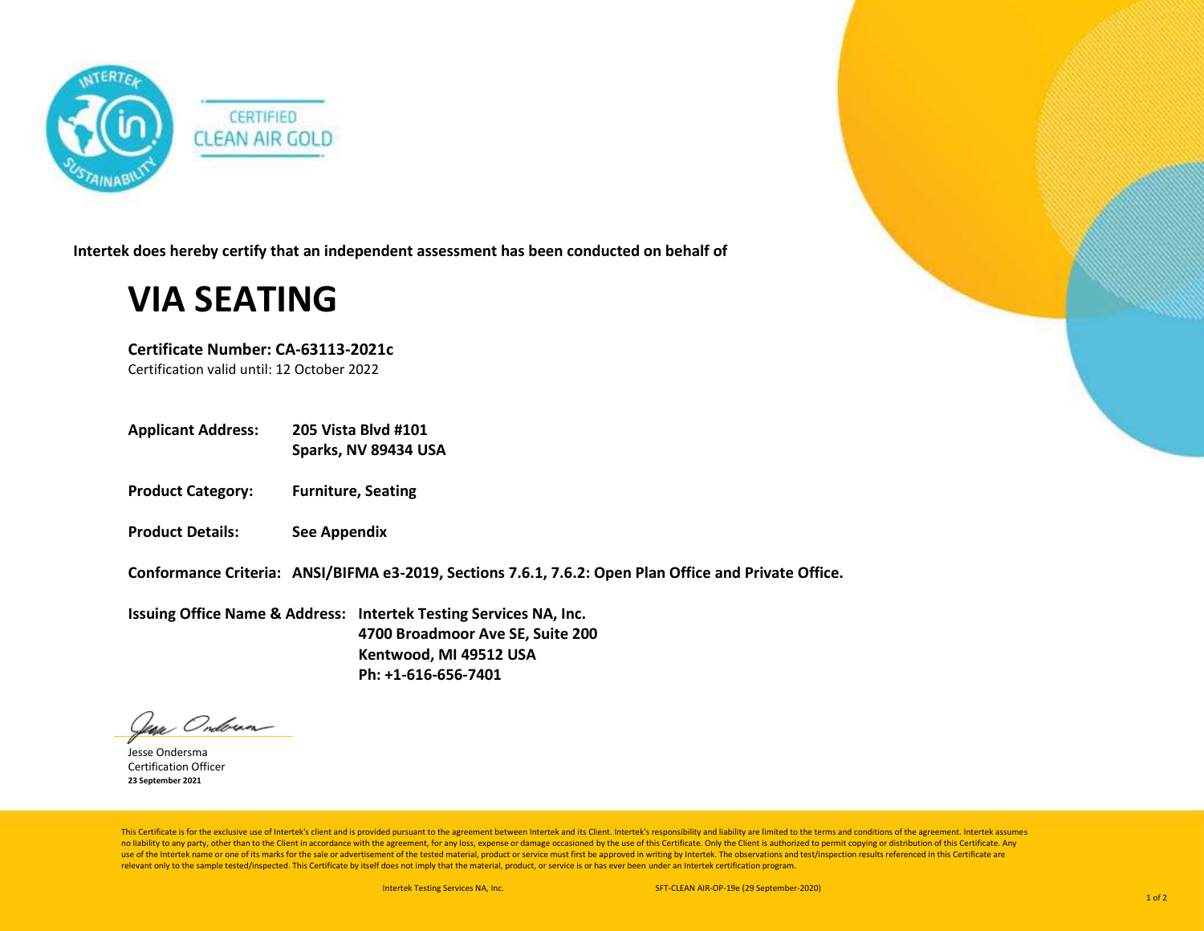CERTIFIED
CLEAN AIR GOLD

**Intertek does hereby certify that an independent assessment has been conducted on behalf of**

# VIA SEATING

**Certificate Number: CA-63113-2021c**
Certification valid until: 12 October 2022

**Applicant Address:** **205 Vista Blvd #101**
**Sparks, NV 89434 USA**

**Product Category:** **Furniture, Seating**

**Product Details:** **See Appendix**

**Conformance Criteria:** **ANSI/BIFMA e3-2019, Sections 7.6.1, 7.6.2: Open Plan Office and Private Office.**

**Issuing Office Name & Address:** **Intertek Testing Services NA, Inc.**
**4700 Broadmoor Ave SE, Suite 200**
**Kentwood, MI 49512 USA**
**Ph: +1-616-656-7401**

Jesse Ondersma
Certification Officer
**23 September 2021**

This Certificate is for the exclusive use of Intertek's client and is provided pursuant to the agreement between Intertek and its Client. Intertek's responsibility and liability are limited to the terms and conditions of the agreement. Intertek assumes no liability to any party, other than to the Client in accordance with the agreement, for any loss, expense or damage occasioned by the use of this Certificate. Only the Client is authorized to permit copying or distribution of this Certificate. Any use of the Intertek name or one of its marks for the sale or advertisement of the tested material, product or service must first be approved in writing by Intertek. The observations and test/inspection results referenced in this Certificate are relevant only to the sample tested/inspected. This Certificate by itself does not imply that the material, product, or service is or has ever been under an Intertek certification program.

Intertek Testing Services NA, Inc. SFT-CLEAN AIR-OP-19e (29 September-2020)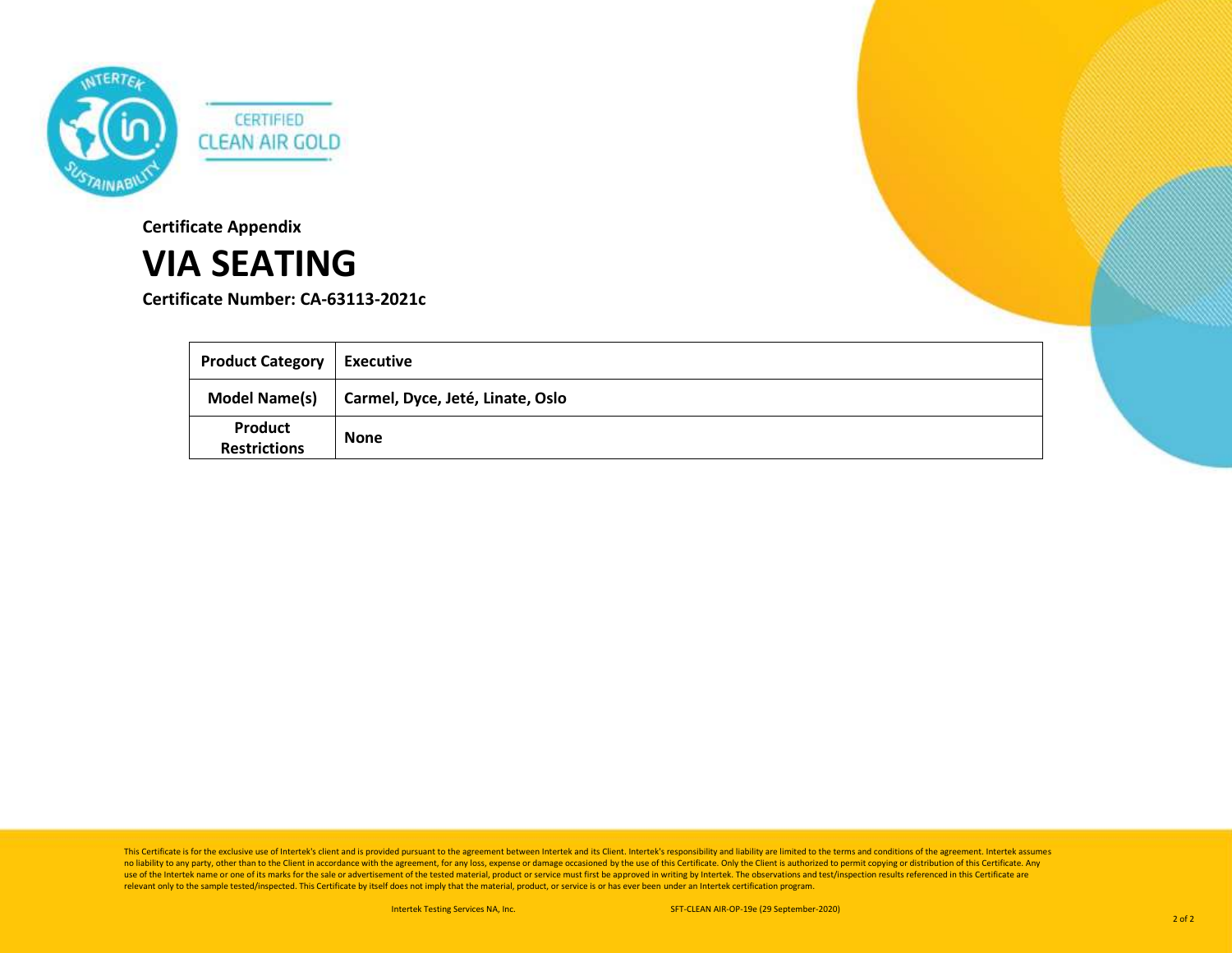CERTIFIED
CLEAN AIR GOLD

**Certificate Appendix**

# VIA SEATING

**Certificate Number: CA-63113-2021c**

| | |
|---|---|
| **Product Category** | **Executive** |
| **Model Name(s)** | **Carmel, Dyce, Jeté, Linate, Oslo** |
| **Product Restrictions** | **None** |

This Certificate is for the exclusive use of Intertek's client and is provided pursuant to the agreement between Intertek and its Client. Intertek's responsibility and liability are limited to the terms and conditions of the agreement. Intertek assumes no liability to any party, other than to the Client in accordance with the agreement, for any loss, expense or damage occasioned by the use of this Certificate. Only the Client is authorized to permit copying or distribution of this Certificate. Any use of the Intertek name or one of its marks for the sale or advertisement of the tested material, product or service must first be approved in writing by Intertek. The observations and test/inspection results referenced in this Certificate are relevant only to the sample tested/inspected. This Certificate by itself does not imply that the material, product, or service is or has ever been under an Intertek certification program.

Intertek Testing Services NA, Inc. SFT-CLEAN AIR-OP-19e (29 September-2020)